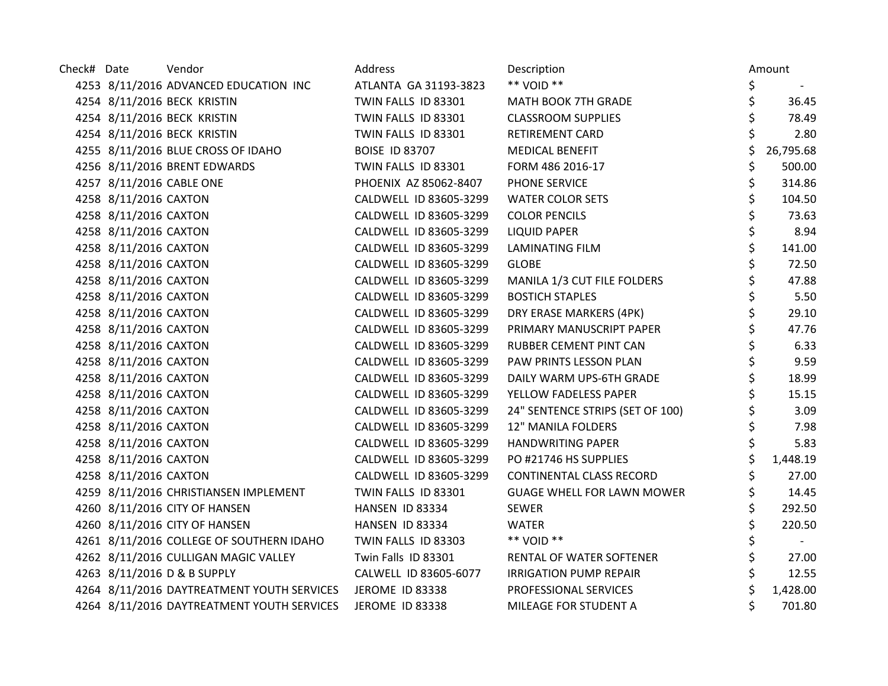| Check# | Date | Vendor | Address | Description | Amount |
|---|---|---|---|---|---|
| 4253 | 8/11/2016 | ADVANCED EDUCATION INC | ATLANTA GA 31193-3823 | ** VOID ** | $ - |
| 4254 | 8/11/2016 | BECK KRISTIN | TWIN FALLS ID 83301 | MATH BOOK 7TH GRADE | $ 36.45 |
| 4254 | 8/11/2016 | BECK KRISTIN | TWIN FALLS ID 83301 | CLASSROOM SUPPLIES | $ 78.49 |
| 4254 | 8/11/2016 | BECK KRISTIN | TWIN FALLS ID 83301 | RETIREMENT CARD | $ 2.80 |
| 4255 | 8/11/2016 | BLUE CROSS OF IDAHO | BOISE ID 83707 | MEDICAL BENEFIT | $ 26,795.68 |
| 4256 | 8/11/2016 | BRENT EDWARDS | TWIN FALLS ID 83301 | FORM 486 2016-17 | $ 500.00 |
| 4257 | 8/11/2016 | CABLE ONE | PHOENIX AZ 85062-8407 | PHONE SERVICE | $ 314.86 |
| 4258 | 8/11/2016 | CAXTON | CALDWELL ID 83605-3299 | WATER COLOR SETS | $ 104.50 |
| 4258 | 8/11/2016 | CAXTON | CALDWELL ID 83605-3299 | COLOR PENCILS | $ 73.63 |
| 4258 | 8/11/2016 | CAXTON | CALDWELL ID 83605-3299 | LIQUID PAPER | $ 8.94 |
| 4258 | 8/11/2016 | CAXTON | CALDWELL ID 83605-3299 | LAMINATING FILM | $ 141.00 |
| 4258 | 8/11/2016 | CAXTON | CALDWELL ID 83605-3299 | GLOBE | $ 72.50 |
| 4258 | 8/11/2016 | CAXTON | CALDWELL ID 83605-3299 | MANILA 1/3 CUT FILE FOLDERS | $ 47.88 |
| 4258 | 8/11/2016 | CAXTON | CALDWELL ID 83605-3299 | BOSTICH STAPLES | $ 5.50 |
| 4258 | 8/11/2016 | CAXTON | CALDWELL ID 83605-3299 | DRY ERASE MARKERS (4PK) | $ 29.10 |
| 4258 | 8/11/2016 | CAXTON | CALDWELL ID 83605-3299 | PRIMARY MANUSCRIPT PAPER | $ 47.76 |
| 4258 | 8/11/2016 | CAXTON | CALDWELL ID 83605-3299 | RUBBER CEMENT PINT CAN | $ 6.33 |
| 4258 | 8/11/2016 | CAXTON | CALDWELL ID 83605-3299 | PAW PRINTS LESSON PLAN | $ 9.59 |
| 4258 | 8/11/2016 | CAXTON | CALDWELL ID 83605-3299 | DAILY WARM UPS-6TH GRADE | $ 18.99 |
| 4258 | 8/11/2016 | CAXTON | CALDWELL ID 83605-3299 | YELLOW FADELESS PAPER | $ 15.15 |
| 4258 | 8/11/2016 | CAXTON | CALDWELL ID 83605-3299 | 24" SENTENCE STRIPS (SET OF 100) | $ 3.09 |
| 4258 | 8/11/2016 | CAXTON | CALDWELL ID 83605-3299 | 12" MANILA FOLDERS | $ 7.98 |
| 4258 | 8/11/2016 | CAXTON | CALDWELL ID 83605-3299 | HANDWRITING PAPER | $ 5.83 |
| 4258 | 8/11/2016 | CAXTON | CALDWELL ID 83605-3299 | PO #21746 HS SUPPLIES | $ 1,448.19 |
| 4258 | 8/11/2016 | CAXTON | CALDWELL ID 83605-3299 | CONTINENTAL CLASS RECORD | $ 27.00 |
| 4259 | 8/11/2016 | CHRISTIANSEN IMPLEMENT | TWIN FALLS ID 83301 | GUAGE WHELL FOR LAWN MOWER | $ 14.45 |
| 4260 | 8/11/2016 | CITY OF HANSEN | HANSEN ID 83334 | SEWER | $ 292.50 |
| 4260 | 8/11/2016 | CITY OF HANSEN | HANSEN ID 83334 | WATER | $ 220.50 |
| 4261 | 8/11/2016 | COLLEGE OF SOUTHERN IDAHO | TWIN FALLS ID 83303 | ** VOID ** | $ - |
| 4262 | 8/11/2016 | CULLIGAN MAGIC VALLEY | Twin Falls ID 83301 | RENTAL OF WATER SOFTENER | $ 27.00 |
| 4263 | 8/11/2016 | D & B SUPPLY | CALWELL ID 83605-6077 | IRRIGATION PUMP REPAIR | $ 12.55 |
| 4264 | 8/11/2016 | DAYTREATMENT YOUTH SERVICES | JEROME ID 83338 | PROFESSIONAL SERVICES | $ 1,428.00 |
| 4264 | 8/11/2016 | DAYTREATMENT YOUTH SERVICES | JEROME ID 83338 | MILEAGE FOR STUDENT A | $ 701.80 |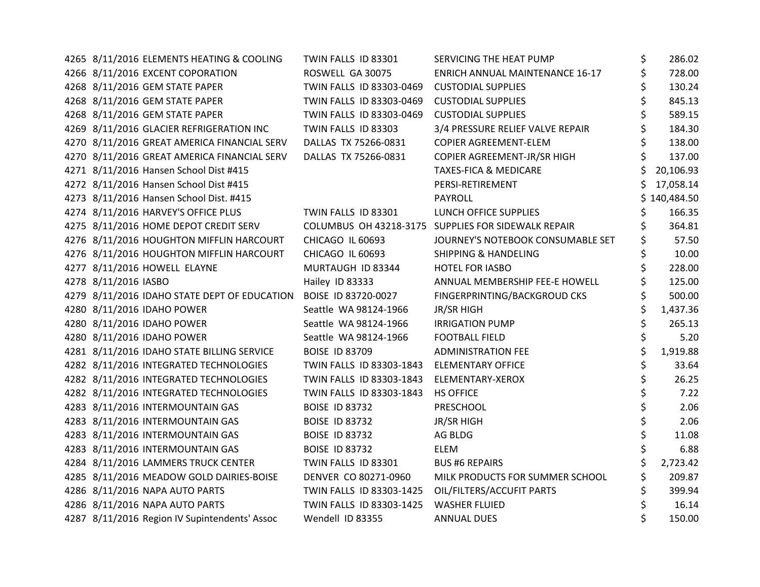| | | | | | |
|---|---|---|---|---|---|
| 4265 | 8/11/2016 | ELEMENTS HEATING & COOLING | TWIN FALLS ID 83301 | SERVICING THE HEAT PUMP | $ 286.02 |
| 4266 | 8/11/2016 | EXCENT COPORATION | ROSWELL GA 30075 | ENRICH ANNUAL MAINTENANCE 16-17 | $ 728.00 |
| 4268 | 8/11/2016 | GEM STATE PAPER | TWIN FALLS ID 83303-0469 | CUSTODIAL SUPPLIES | $ 130.24 |
| 4268 | 8/11/2016 | GEM STATE PAPER | TWIN FALLS ID 83303-0469 | CUSTODIAL SUPPLIES | $ 845.13 |
| 4268 | 8/11/2016 | GEM STATE PAPER | TWIN FALLS ID 83303-0469 | CUSTODIAL SUPPLIES | $ 589.15 |
| 4269 | 8/11/2016 | GLACIER REFRIGERATION INC | TWIN FALLS ID 83303 | 3/4 PRESSURE RELIEF VALVE REPAIR | $ 184.30 |
| 4270 | 8/11/2016 | GREAT AMERICA FINANCIAL SERV | DALLAS TX 75266-0831 | COPIER AGREEMENT-ELEM | $ 138.00 |
| 4270 | 8/11/2016 | GREAT AMERICA FINANCIAL SERV | DALLAS TX 75266-0831 | COPIER AGREEMENT-JR/SR HIGH | $ 137.00 |
| 4271 | 8/11/2016 | Hansen School Dist #415 | | TAXES-FICA & MEDICARE | $ 20,106.93 |
| 4272 | 8/11/2016 | Hansen School Dist #415 | | PERSI-RETIREMENT | $ 17,058.14 |
| 4273 | 8/11/2016 | Hansen School Dist. #415 | | PAYROLL | $ 140,484.50 |
| 4274 | 8/11/2016 | HARVEY'S OFFICE PLUS | TWIN FALLS ID 83301 | LUNCH OFFICE SUPPLIES | $ 166.35 |
| 4275 | 8/11/2016 | HOME DEPOT CREDIT SERV | COLUMBUS OH 43218-3175 | SUPPLIES FOR SIDEWALK REPAIR | $ 364.81 |
| 4276 | 8/11/2016 | HOUGHTON MIFFLIN HARCOURT | CHICAGO IL 60693 | JOURNEY'S NOTEBOOK CONSUMABLE SET | $ 57.50 |
| 4276 | 8/11/2016 | HOUGHTON MIFFLIN HARCOURT | CHICAGO IL 60693 | SHIPPING & HANDELING | $ 10.00 |
| 4277 | 8/11/2016 | HOWELL ELAYNE | MURTAUGH ID 83344 | HOTEL FOR IASBO | $ 228.00 |
| 4278 | 8/11/2016 | IASBO | Hailey ID 83333 | ANNUAL MEMBERSHIP FEE-E HOWELL | $ 125.00 |
| 4279 | 8/11/2016 | IDAHO STATE DEPT OF EDUCATION | BOISE ID 83720-0027 | FINGERPRINTING/BACKGROUD CKS | $ 500.00 |
| 4280 | 8/11/2016 | IDAHO POWER | Seattle WA 98124-1966 | JR/SR HIGH | $ 1,437.36 |
| 4280 | 8/11/2016 | IDAHO POWER | Seattle WA 98124-1966 | IRRIGATION PUMP | $ 265.13 |
| 4280 | 8/11/2016 | IDAHO POWER | Seattle WA 98124-1966 | FOOTBALL FIELD | $ 5.20 |
| 4281 | 8/11/2016 | IDAHO STATE BILLING SERVICE | BOISE ID 83709 | ADMINISTRATION FEE | $ 1,919.88 |
| 4282 | 8/11/2016 | INTEGRATED TECHNOLOGIES | TWIN FALLS ID 83303-1843 | ELEMENTARY OFFICE | $ 33.64 |
| 4282 | 8/11/2016 | INTEGRATED TECHNOLOGIES | TWIN FALLS ID 83303-1843 | ELEMENTARY-XEROX | $ 26.25 |
| 4282 | 8/11/2016 | INTEGRATED TECHNOLOGIES | TWIN FALLS ID 83303-1843 | HS OFFICE | $ 7.22 |
| 4283 | 8/11/2016 | INTERMOUNTAIN GAS | BOISE ID 83732 | PRESCHOOL | $ 2.06 |
| 4283 | 8/11/2016 | INTERMOUNTAIN GAS | BOISE ID 83732 | JR/SR HIGH | $ 2.06 |
| 4283 | 8/11/2016 | INTERMOUNTAIN GAS | BOISE ID 83732 | AG BLDG | $ 11.08 |
| 4283 | 8/11/2016 | INTERMOUNTAIN GAS | BOISE ID 83732 | ELEM | $ 6.88 |
| 4284 | 8/11/2016 | LAMMERS TRUCK CENTER | TWIN FALLS ID 83301 | BUS #6 REPAIRS | $ 2,723.42 |
| 4285 | 8/11/2016 | MEADOW GOLD DAIRIES-BOISE | DENVER CO 80271-0960 | MILK PRODUCTS FOR SUMMER SCHOOL | $ 209.87 |
| 4286 | 8/11/2016 | NAPA AUTO PARTS | TWIN FALLS ID 83303-1425 | OIL/FILTERS/ACCUFIT PARTS | $ 399.94 |
| 4286 | 8/11/2016 | NAPA AUTO PARTS | TWIN FALLS ID 83303-1425 | WASHER FLUIED | $ 16.14 |
| 4287 | 8/11/2016 | Region IV Supintendents' Assoc | Wendell ID 83355 | ANNUAL DUES | $ 150.00 |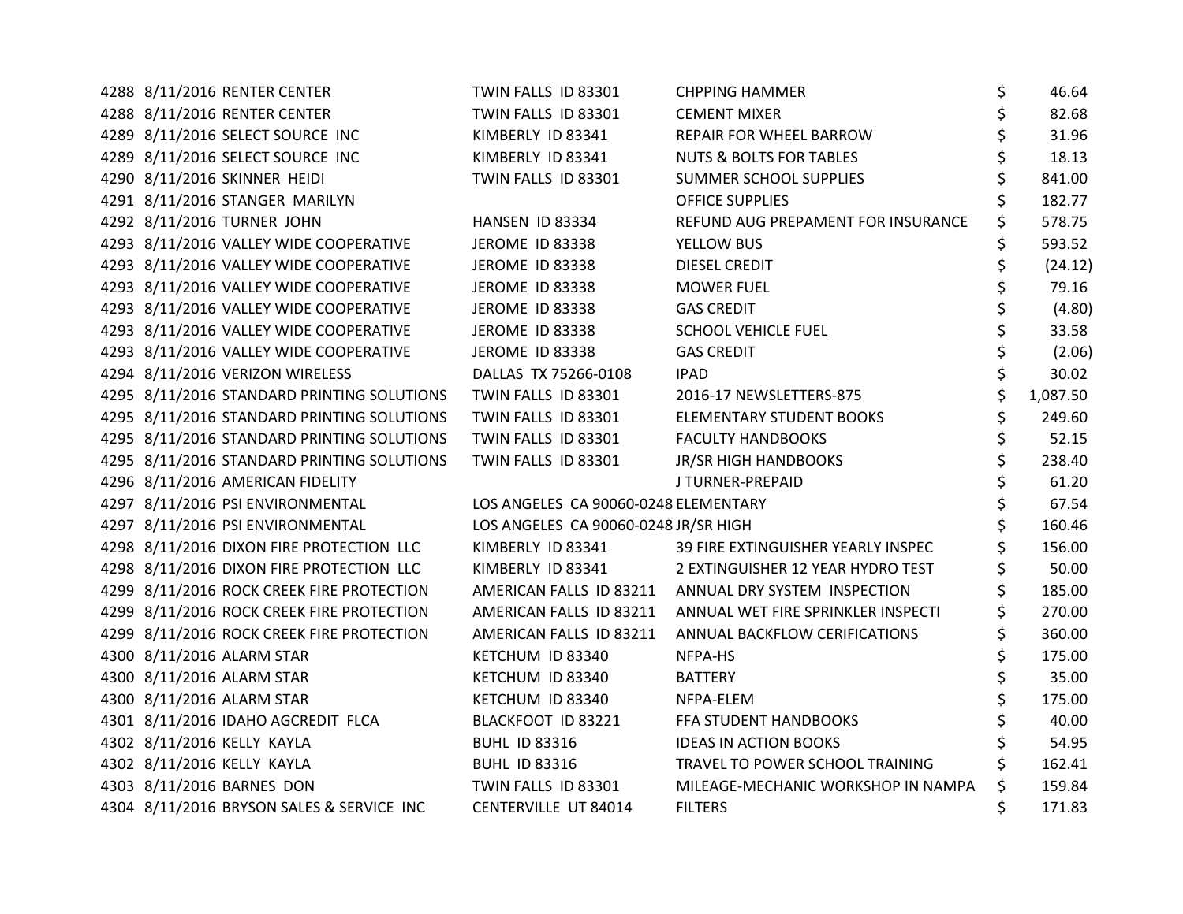| | | | | | |
|---|---|---|---|---|---|
| 4288 | 8/11/2016 | RENTER CENTER | TWIN FALLS ID 83301 | CHPPING HAMMER | $ 46.64 |
| 4288 | 8/11/2016 | RENTER CENTER | TWIN FALLS ID 83301 | CEMENT MIXER | $ 82.68 |
| 4289 | 8/11/2016 | SELECT SOURCE INC | KIMBERLY ID 83341 | REPAIR FOR WHEEL BARROW | $ 31.96 |
| 4289 | 8/11/2016 | SELECT SOURCE INC | KIMBERLY ID 83341 | NUTS & BOLTS FOR TABLES | $ 18.13 |
| 4290 | 8/11/2016 | SKINNER HEIDI | TWIN FALLS ID 83301 | SUMMER SCHOOL SUPPLIES | $ 841.00 |
| 4291 | 8/11/2016 | STANGER MARILYN | | OFFICE SUPPLIES | $ 182.77 |
| 4292 | 8/11/2016 | TURNER JOHN | HANSEN ID 83334 | REFUND AUG PREPAMENT FOR INSURANCE | $ 578.75 |
| 4293 | 8/11/2016 | VALLEY WIDE COOPERATIVE | JEROME ID 83338 | YELLOW BUS | $ 593.52 |
| 4293 | 8/11/2016 | VALLEY WIDE COOPERATIVE | JEROME ID 83338 | DIESEL CREDIT | $ (24.12) |
| 4293 | 8/11/2016 | VALLEY WIDE COOPERATIVE | JEROME ID 83338 | MOWER FUEL | $ 79.16 |
| 4293 | 8/11/2016 | VALLEY WIDE COOPERATIVE | JEROME ID 83338 | GAS CREDIT | $ (4.80) |
| 4293 | 8/11/2016 | VALLEY WIDE COOPERATIVE | JEROME ID 83338 | SCHOOL VEHICLE FUEL | $ 33.58 |
| 4293 | 8/11/2016 | VALLEY WIDE COOPERATIVE | JEROME ID 83338 | GAS CREDIT | $ (2.06) |
| 4294 | 8/11/2016 | VERIZON WIRELESS | DALLAS TX 75266-0108 | IPAD | $ 30.02 |
| 4295 | 8/11/2016 | STANDARD PRINTING SOLUTIONS | TWIN FALLS ID 83301 | 2016-17 NEWSLETTERS-875 | $ 1,087.50 |
| 4295 | 8/11/2016 | STANDARD PRINTING SOLUTIONS | TWIN FALLS ID 83301 | ELEMENTARY STUDENT BOOKS | $ 249.60 |
| 4295 | 8/11/2016 | STANDARD PRINTING SOLUTIONS | TWIN FALLS ID 83301 | FACULTY HANDBOOKS | $ 52.15 |
| 4295 | 8/11/2016 | STANDARD PRINTING SOLUTIONS | TWIN FALLS ID 83301 | JR/SR HIGH HANDBOOKS | $ 238.40 |
| 4296 | 8/11/2016 | AMERICAN FIDELITY | | J TURNER-PREPAID | $ 61.20 |
| 4297 | 8/11/2016 | PSI ENVIRONMENTAL | LOS ANGELES CA 90060-0248 | ELEMENTARY | $ 67.54 |
| 4297 | 8/11/2016 | PSI ENVIRONMENTAL | LOS ANGELES CA 90060-0248 | JR/SR HIGH | $ 160.46 |
| 4298 | 8/11/2016 | DIXON FIRE PROTECTION LLC | KIMBERLY ID 83341 | 39 FIRE EXTINGUISHER YEARLY INSPEC | $ 156.00 |
| 4298 | 8/11/2016 | DIXON FIRE PROTECTION LLC | KIMBERLY ID 83341 | 2 EXTINGUISHER 12 YEAR HYDRO TEST | $ 50.00 |
| 4299 | 8/11/2016 | ROCK CREEK FIRE PROTECTION | AMERICAN FALLS ID 83211 | ANNUAL DRY SYSTEM INSPECTION | $ 185.00 |
| 4299 | 8/11/2016 | ROCK CREEK FIRE PROTECTION | AMERICAN FALLS ID 83211 | ANNUAL WET FIRE SPRINKLER INSPECTI | $ 270.00 |
| 4299 | 8/11/2016 | ROCK CREEK FIRE PROTECTION | AMERICAN FALLS ID 83211 | ANNUAL BACKFLOW CERIFICATIONS | $ 360.00 |
| 4300 | 8/11/2016 | ALARM STAR | KETCHUM ID 83340 | NFPA-HS | $ 175.00 |
| 4300 | 8/11/2016 | ALARM STAR | KETCHUM ID 83340 | BATTERY | $ 35.00 |
| 4300 | 8/11/2016 | ALARM STAR | KETCHUM ID 83340 | NFPA-ELEM | $ 175.00 |
| 4301 | 8/11/2016 | IDAHO AGCREDIT FLCA | BLACKFOOT ID 83221 | FFA STUDENT HANDBOOKS | $ 40.00 |
| 4302 | 8/11/2016 | KELLY KAYLA | BUHL ID 83316 | IDEAS IN ACTION BOOKS | $ 54.95 |
| 4302 | 8/11/2016 | KELLY KAYLA | BUHL ID 83316 | TRAVEL TO POWER SCHOOL TRAINING | $ 162.41 |
| 4303 | 8/11/2016 | BARNES DON | TWIN FALLS ID 83301 | MILEAGE-MECHANIC WORKSHOP IN NAMPA | $ 159.84 |
| 4304 | 8/11/2016 | BRYSON SALES & SERVICE INC | CENTERVILLE UT 84014 | FILTERS | $ 171.83 |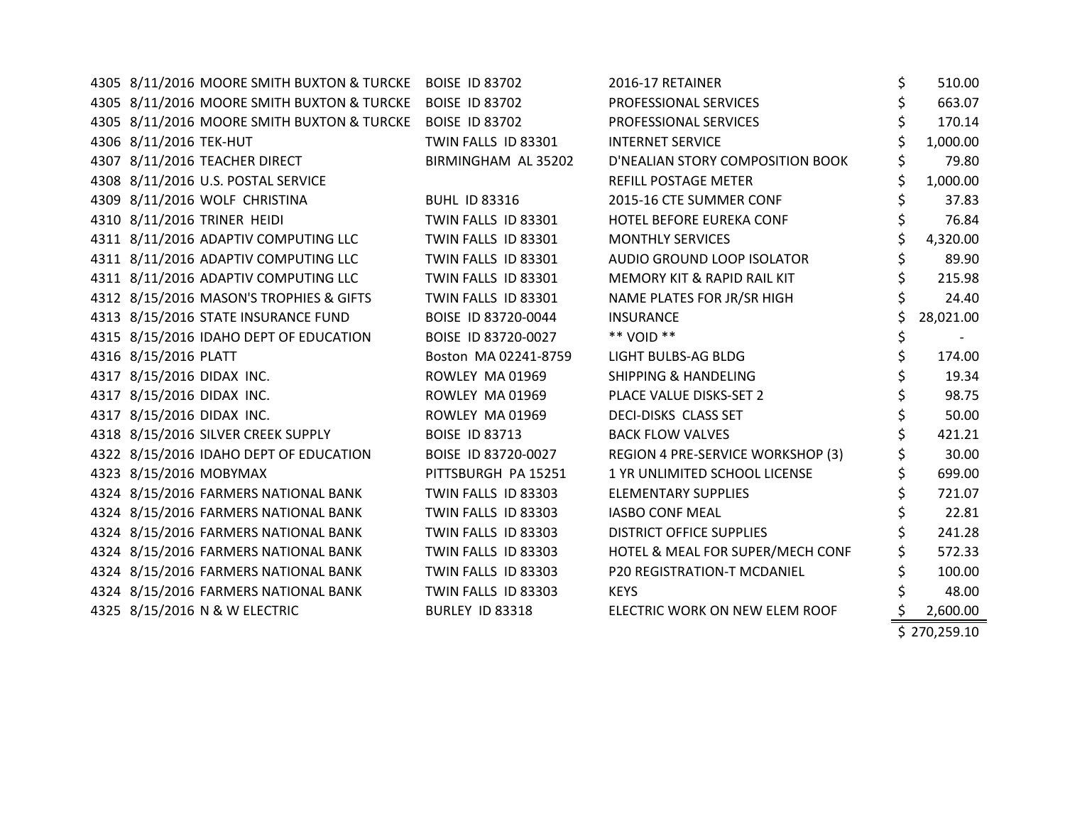| | | | | | |
|---|---|---|---|---|---|
| 4305 | 8/11/2016 | MOORE SMITH BUXTON & TURCKE | BOISE ID 83702 | 2016-17 RETAINER | $ 510.00 |
| 4305 | 8/11/2016 | MOORE SMITH BUXTON & TURCKE | BOISE ID 83702 | PROFESSIONAL SERVICES | $ 663.07 |
| 4305 | 8/11/2016 | MOORE SMITH BUXTON & TURCKE | BOISE ID 83702 | PROFESSIONAL SERVICES | $ 170.14 |
| 4306 | 8/11/2016 | TEK-HUT | TWIN FALLS ID 83301 | INTERNET SERVICE | $ 1,000.00 |
| 4307 | 8/11/2016 | TEACHER DIRECT | BIRMINGHAM AL 35202 | D'NEALIAN STORY COMPOSITION BOOK | $ 79.80 |
| 4308 | 8/11/2016 | U.S. POSTAL SERVICE | | REFILL POSTAGE METER | $ 1,000.00 |
| 4309 | 8/11/2016 | WOLF CHRISTINA | BUHL ID 83316 | 2015-16 CTE SUMMER CONF | $ 37.83 |
| 4310 | 8/11/2016 | TRINER HEIDI | TWIN FALLS ID 83301 | HOTEL BEFORE EUREKA CONF | $ 76.84 |
| 4311 | 8/11/2016 | ADAPTIV COMPUTING LLC | TWIN FALLS ID 83301 | MONTHLY SERVICES | $ 4,320.00 |
| 4311 | 8/11/2016 | ADAPTIV COMPUTING LLC | TWIN FALLS ID 83301 | AUDIO GROUND LOOP ISOLATOR | $ 89.90 |
| 4311 | 8/11/2016 | ADAPTIV COMPUTING LLC | TWIN FALLS ID 83301 | MEMORY KIT & RAPID RAIL KIT | $ 215.98 |
| 4312 | 8/15/2016 | MASON'S TROPHIES & GIFTS | TWIN FALLS ID 83301 | NAME PLATES FOR JR/SR HIGH | $ 24.40 |
| 4313 | 8/15/2016 | STATE INSURANCE FUND | BOISE ID 83720-0044 | INSURANCE | $ 28,021.00 |
| 4315 | 8/15/2016 | IDAHO DEPT OF EDUCATION | BOISE ID 83720-0027 | ** VOID ** | $ - |
| 4316 | 8/15/2016 | PLATT | Boston MA 02241-8759 | LIGHT BULBS-AG BLDG | $ 174.00 |
| 4317 | 8/15/2016 | DIDAX INC. | ROWLEY MA 01969 | SHIPPING & HANDELING | $ 19.34 |
| 4317 | 8/15/2016 | DIDAX INC. | ROWLEY MA 01969 | PLACE VALUE DISKS-SET 2 | $ 98.75 |
| 4317 | 8/15/2016 | DIDAX INC. | ROWLEY MA 01969 | DECI-DISKS CLASS SET | $ 50.00 |
| 4318 | 8/15/2016 | SILVER CREEK SUPPLY | BOISE ID 83713 | BACK FLOW VALVES | $ 421.21 |
| 4322 | 8/15/2016 | IDAHO DEPT OF EDUCATION | BOISE ID 83720-0027 | REGION 4 PRE-SERVICE WORKSHOP (3) | $ 30.00 |
| 4323 | 8/15/2016 | MOBYMAX | PITTSBURGH PA 15251 | 1 YR UNLIMITED SCHOOL LICENSE | $ 699.00 |
| 4324 | 8/15/2016 | FARMERS NATIONAL BANK | TWIN FALLS ID 83303 | ELEMENTARY SUPPLIES | $ 721.07 |
| 4324 | 8/15/2016 | FARMERS NATIONAL BANK | TWIN FALLS ID 83303 | IASBO CONF MEAL | $ 22.81 |
| 4324 | 8/15/2016 | FARMERS NATIONAL BANK | TWIN FALLS ID 83303 | DISTRICT OFFICE SUPPLIES | $ 241.28 |
| 4324 | 8/15/2016 | FARMERS NATIONAL BANK | TWIN FALLS ID 83303 | HOTEL & MEAL FOR SUPER/MECH CONF | $ 572.33 |
| 4324 | 8/15/2016 | FARMERS NATIONAL BANK | TWIN FALLS ID 83303 | P20 REGISTRATION-T MCDANIEL | $ 100.00 |
| 4324 | 8/15/2016 | FARMERS NATIONAL BANK | TWIN FALLS ID 83303 | KEYS | $ 48.00 |
| 4325 | 8/15/2016 | N & W ELECTRIC | BURLEY ID 83318 | ELECTRIC WORK ON NEW ELEM ROOF | $ 2,600.00 |
| | | | | | $ 270,259.10 |